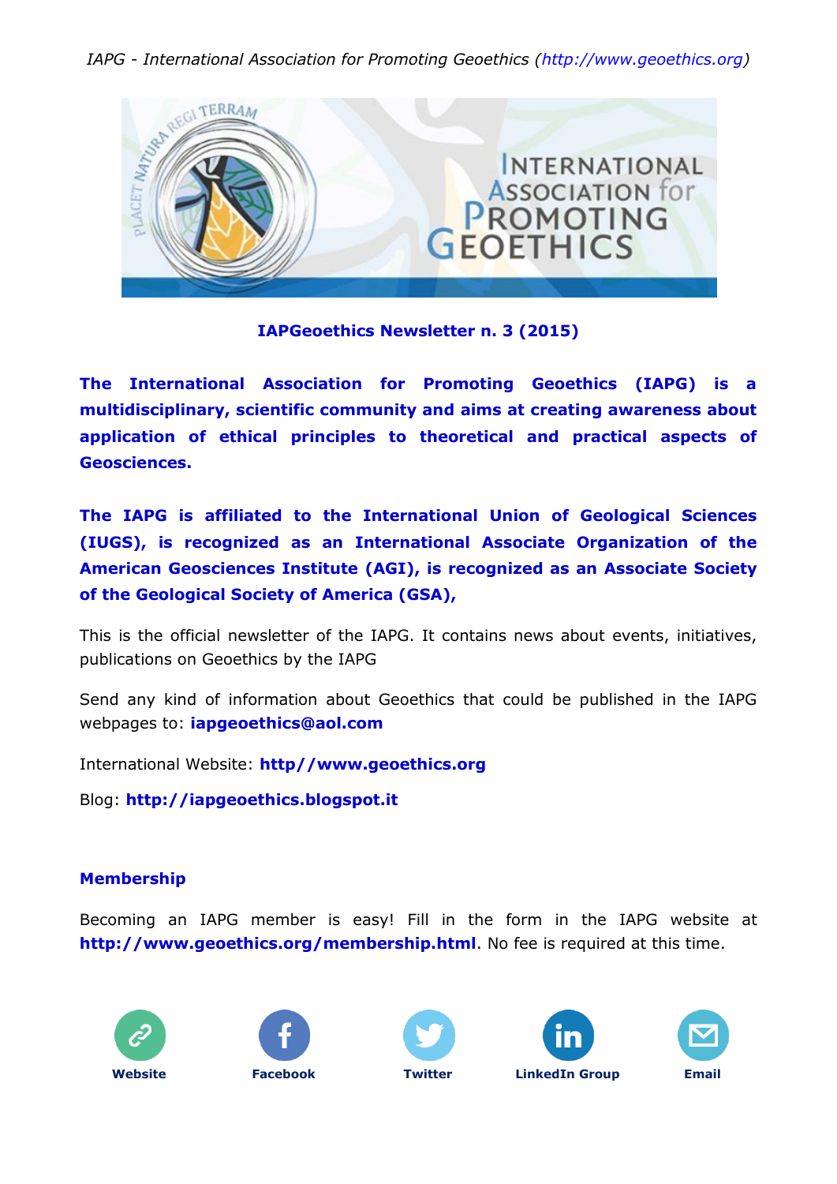*IAPG - International Association for Promoting Geoethics (http://www.geoethics.org)*

**IAPGeoethics Newsletter n. 3 (2015)**

**The International Association for Promoting Geoethics (IAPG) is a multidisciplinary, scientific community and aims at creating awareness about application of ethical principles to theoretical and practical aspects of Geosciences.**

**The IAPG is affiliated to the International Union of Geological Sciences (IUGS), is recognized as an International Associate Organization of the American Geosciences Institute (AGI), is recognized as an Associate Society of the Geological Society of America (GSA),**

This is the official newsletter of the IAPG. It contains news about events, initiatives, publications on Geoethics by the IAPG

Send any kind of information about Geoethics that could be published in the IAPG webpages to: **iapgeoethics@aol.com**

International Website: **http//www.geoethics.org**

Blog: **http://iapgeoethics.blogspot.it**

## Membership

Becoming an IAPG member is easy! Fill in the form in the IAPG website at **http://www.geoethics.org/membership.html**. No fee is required at this time.

**Website** **Facebook** **Twitter** **LinkedIn Group** **Email**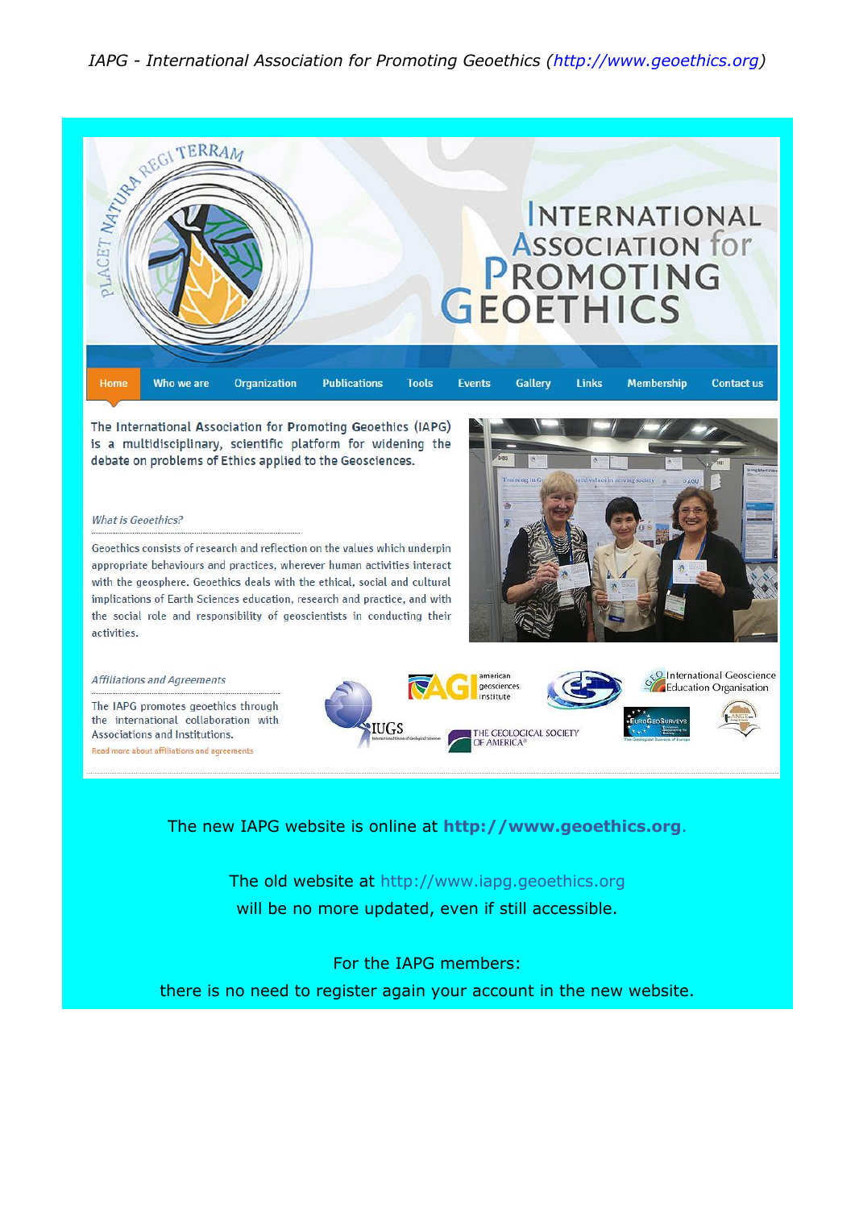*IAPG - International Association for Promoting Geoethics (http://www.geoethics.org)*

PLACET NATURA REGI TERRAM

# INTERNATIONAL ASSOCIATION for PROMOTING GEOETHICS

Home | Who we are | Organization | Publications | Tools | Events | Gallery | Links | Membership | Contact us

The International Association for Promoting Geoethics (IAPG) is a multidisciplinary, scientific platform for widening the debate on problems of Ethics applied to the Geosciences.

*What is Geoethics?*

Geoethics consists of research and reflection on the values which underpin appropriate behaviours and practices, wherever human activities interact with the geosphere. Geoethics deals with the ethical, social and cultural implications of Earth Sciences education, research and practice, and with the social role and responsibility of geoscientists in conducting their activities.

*Affiliations and Agreements*

The IAPG promotes geoethics through the international collaboration with Associations and Institutions.

Read more about affiliations and agreements

IUGS | AGI american geosciences institute | THE GEOLOGICAL SOCIETY OF AMERICA | International Geoscience Education Organisation | EuroGeoSurveys

The new IAPG website is online at **http://www.geoethics.org**.

The old website at http://www.iapg.geoethics.org will be no more updated, even if still accessible.

For the IAPG members:
there is no need to register again your account in the new website.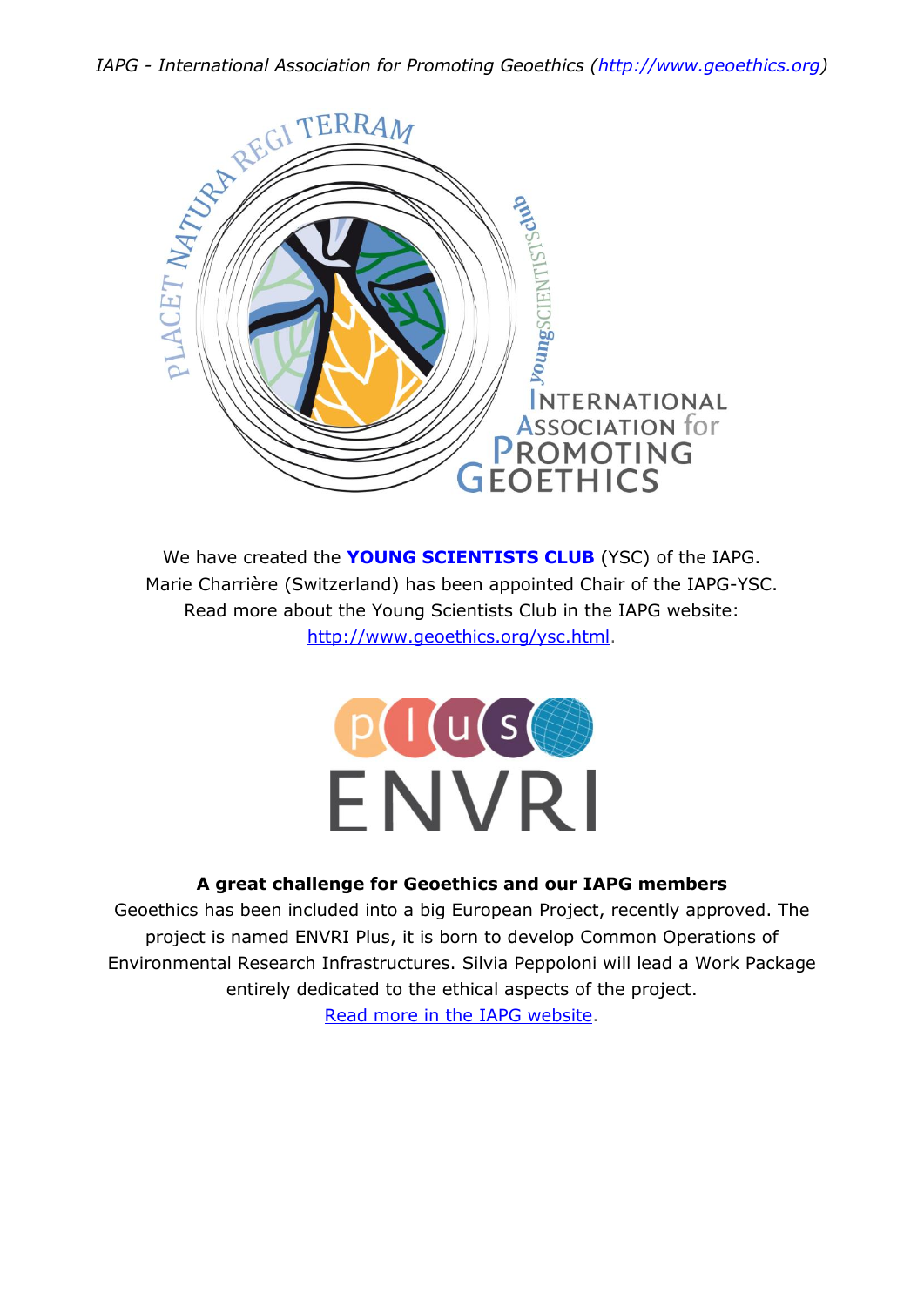We have created the **YOUNG SCIENTISTS CLUB** (YSC) of the IAPG.
Marie Charrière (Switzerland) has been appointed Chair of the IAPG-YSC.
Read more about the Young Scientists Club in the IAPG website:
http://www.geoethics.org/ysc.html.

**A great challenge for Geoethics and our IAPG members**

Geoethics has been included into a big European Project, recently approved. The project is named ENVRI Plus, it is born to develop Common Operations of Environmental Research Infrastructures. Silvia Peppoloni will lead a Work Package entirely dedicated to the ethical aspects of the project.
Read more in the IAPG website.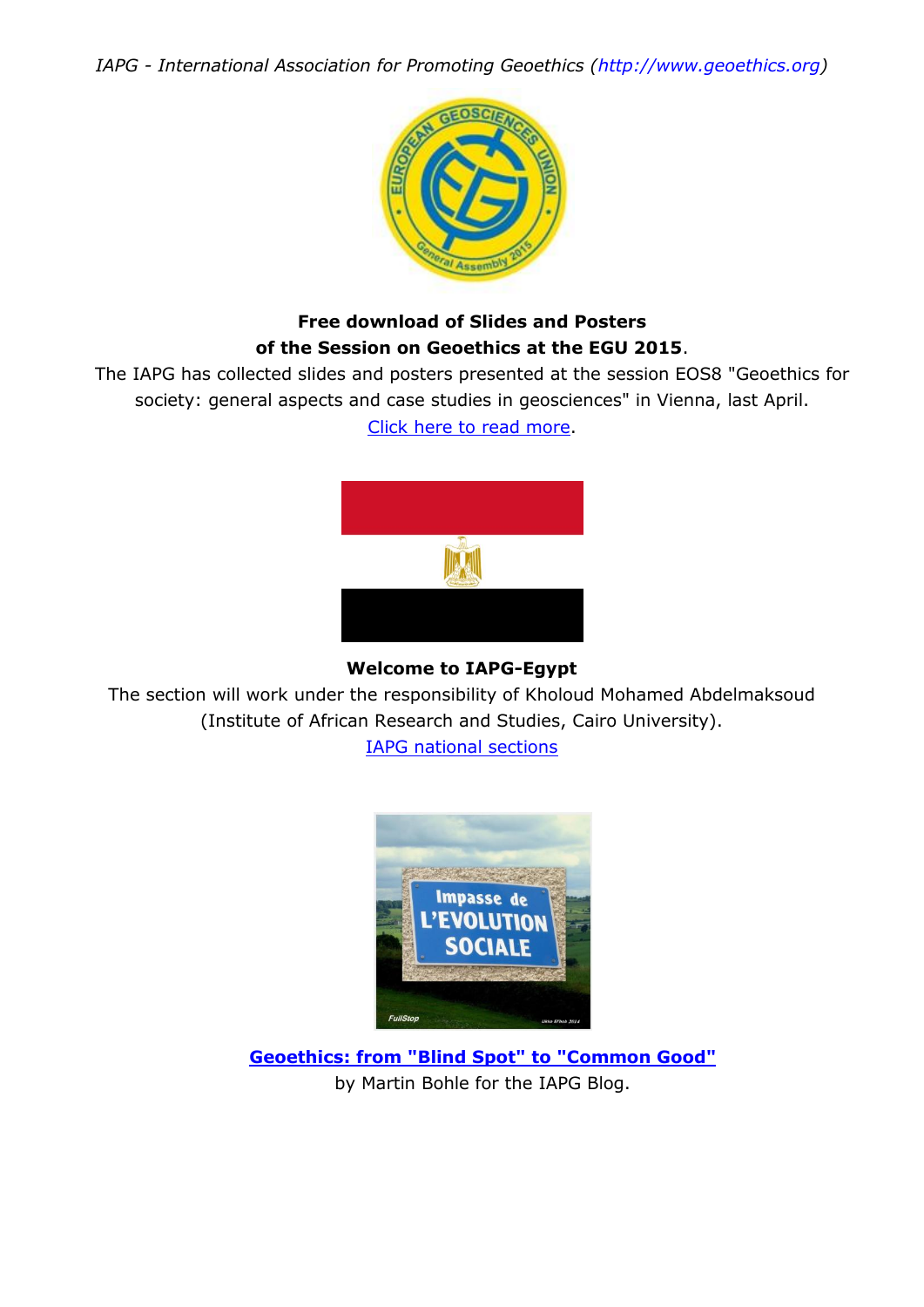*IAPG - International Association for Promoting Geoethics (http://www.geoethics.org)*

**Free download of Slides and Posters of the Session on Geoethics at the EGU 2015**.

The IAPG has collected slides and posters presented at the session EOS8 "Geoethics for society: general aspects and case studies in geosciences" in Vienna, last April.

Click here to read more.

**Welcome to IAPG-Egypt**

The section will work under the responsibility of Kholoud Mohamed Abdelmaksoud (Institute of African Research and Studies, Cairo University).

IAPG national sections

**Geoethics: from "Blind Spot" to "Common Good"**

by Martin Bohle for the IAPG Blog.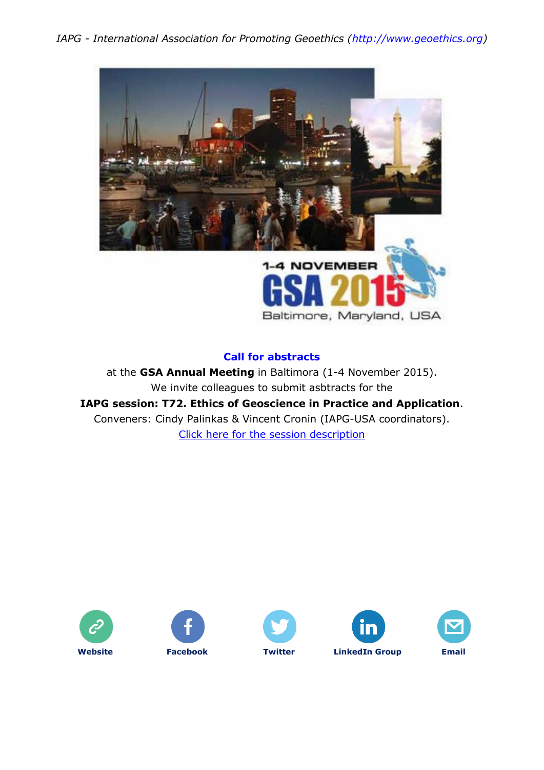**Call for abstracts**

at the **GSA Annual Meeting** in Baltimora (1-4 November 2015).

We invite colleagues to submit asbtracts for the

**IAPG session: T72. Ethics of Geoscience in Practice and Application**.

Conveners: Cindy Palinkas & Vincent Cronin (IAPG-USA coordinators).

Click here for the session description

Website Facebook Twitter LinkedIn Group Email